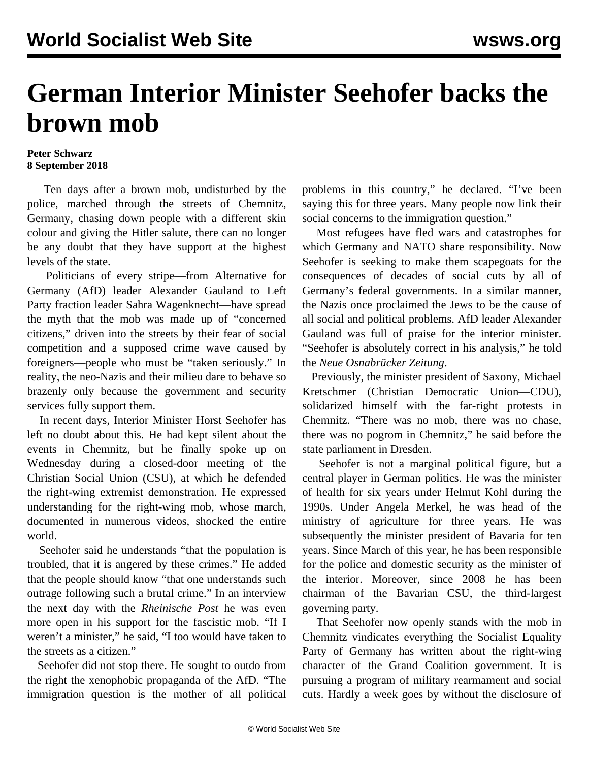# German Interior Minister Seehofer backs the brown mob

**Peter Schwarz**
**8 September 2018**

Ten days after a brown mob, undisturbed by the police, marched through the streets of Chemnitz, Germany, chasing down people with a different skin colour and giving the Hitler salute, there can no longer be any doubt that they have support at the highest levels of the state.

Politicians of every stripe—from Alternative for Germany (AfD) leader Alexander Gauland to Left Party fraction leader Sahra Wagenknecht—have spread the myth that the mob was made up of "concerned citizens," driven into the streets by their fear of social competition and a supposed crime wave caused by foreigners—people who must be "taken seriously." In reality, the neo-Nazis and their milieu dare to behave so brazenly only because the government and security services fully support them.

In recent days, Interior Minister Horst Seehofer has left no doubt about this. He had kept silent about the events in Chemnitz, but he finally spoke up on Wednesday during a closed-door meeting of the Christian Social Union (CSU), at which he defended the right-wing extremist demonstration. He expressed understanding for the right-wing mob, whose march, documented in numerous videos, shocked the entire world.

Seehofer said he understands "that the population is troubled, that it is angered by these crimes." He added that the people should know "that one understands such outrage following such a brutal crime." In an interview the next day with the *Rheinische Post* he was even more open in his support for the fascistic mob. "If I weren't a minister," he said, "I too would have taken to the streets as a citizen."

Seehofer did not stop there. He sought to outdo from the right the xenophobic propaganda of the AfD. "The immigration question is the mother of all political problems in this country," he declared. "I've been saying this for three years. Many people now link their social concerns to the immigration question."

Most refugees have fled wars and catastrophes for which Germany and NATO share responsibility. Now Seehofer is seeking to make them scapegoats for the consequences of decades of social cuts by all of Germany's federal governments. In a similar manner, the Nazis once proclaimed the Jews to be the cause of all social and political problems. AfD leader Alexander Gauland was full of praise for the interior minister. "Seehofer is absolutely correct in his analysis," he told the *Neue Osnabrücker Zeitung*.

Previously, the minister president of Saxony, Michael Kretschmer (Christian Democratic Union—CDU), solidarized himself with the far-right protests in Chemnitz. "There was no mob, there was no chase, there was no pogrom in Chemnitz," he said before the state parliament in Dresden.

Seehofer is not a marginal political figure, but a central player in German politics. He was the minister of health for six years under Helmut Kohl during the 1990s. Under Angela Merkel, he was head of the ministry of agriculture for three years. He was subsequently the minister president of Bavaria for ten years. Since March of this year, he has been responsible for the police and domestic security as the minister of the interior. Moreover, since 2008 he has been chairman of the Bavarian CSU, the third-largest governing party.

That Seehofer now openly stands with the mob in Chemnitz vindicates everything the Socialist Equality Party of Germany has written about the right-wing character of the Grand Coalition government. It is pursuing a program of military rearmament and social cuts. Hardly a week goes by without the disclosure of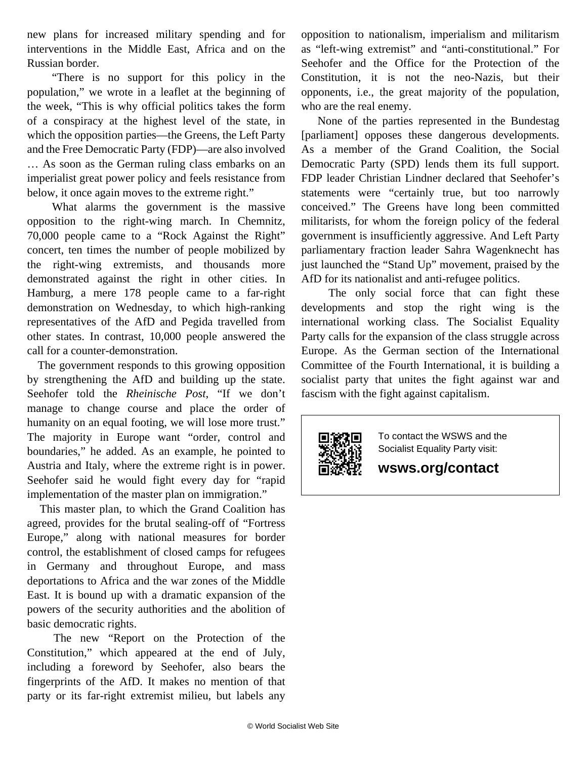new plans for increased military spending and for interventions in the Middle East, Africa and on the Russian border.

"There is no support for this policy in the population," we wrote in a leaflet at the beginning of the week, "This is why official politics takes the form of a conspiracy at the highest level of the state, in which the opposition parties—the Greens, the Left Party and the Free Democratic Party (FDP)—are also involved … As soon as the German ruling class embarks on an imperialist great power policy and feels resistance from below, it once again moves to the extreme right."

What alarms the government is the massive opposition to the right-wing march. In Chemnitz, 70,000 people came to a "Rock Against the Right" concert, ten times the number of people mobilized by the right-wing extremists, and thousands more demonstrated against the right in other cities. In Hamburg, a mere 178 people came to a far-right demonstration on Wednesday, to which high-ranking representatives of the AfD and Pegida travelled from other states. In contrast, 10,000 people answered the call for a counter-demonstration.

The government responds to this growing opposition by strengthening the AfD and building up the state. Seehofer told the *Rheinische Post*, "If we don't manage to change course and place the order of humanity on an equal footing, we will lose more trust." The majority in Europe want "order, control and boundaries," he added. As an example, he pointed to Austria and Italy, where the extreme right is in power. Seehofer said he would fight every day for "rapid implementation of the master plan on immigration."

This master plan, to which the Grand Coalition has agreed, provides for the brutal sealing-off of "Fortress Europe," along with national measures for border control, the establishment of closed camps for refugees in Germany and throughout Europe, and mass deportations to Africa and the war zones of the Middle East. It is bound up with a dramatic expansion of the powers of the security authorities and the abolition of basic democratic rights.

The new "Report on the Protection of the Constitution," which appeared at the end of July, including a foreword by Seehofer, also bears the fingerprints of the AfD. It makes no mention of that party or its far-right extremist milieu, but labels any opposition to nationalism, imperialism and militarism as "left-wing extremist" and "anti-constitutional." For Seehofer and the Office for the Protection of the Constitution, it is not the neo-Nazis, but their opponents, i.e., the great majority of the population, who are the real enemy.

None of the parties represented in the Bundestag [parliament] opposes these dangerous developments. As a member of the Grand Coalition, the Social Democratic Party (SPD) lends them its full support. FDP leader Christian Lindner declared that Seehofer's statements were "certainly true, but too narrowly conceived." The Greens have long been committed militarists, for whom the foreign policy of the federal government is insufficiently aggressive. And Left Party parliamentary fraction leader Sahra Wagenknecht has just launched the "Stand Up" movement, praised by the AfD for its nationalist and anti-refugee politics.

The only social force that can fight these developments and stop the right wing is the international working class. The Socialist Equality Party calls for the expansion of the class struggle across Europe. As the German section of the International Committee of the Fourth International, it is building a socialist party that unites the fight against war and fascism with the fight against capitalism.

To contact the WSWS and the Socialist Equality Party visit:

**wsws.org/contact**